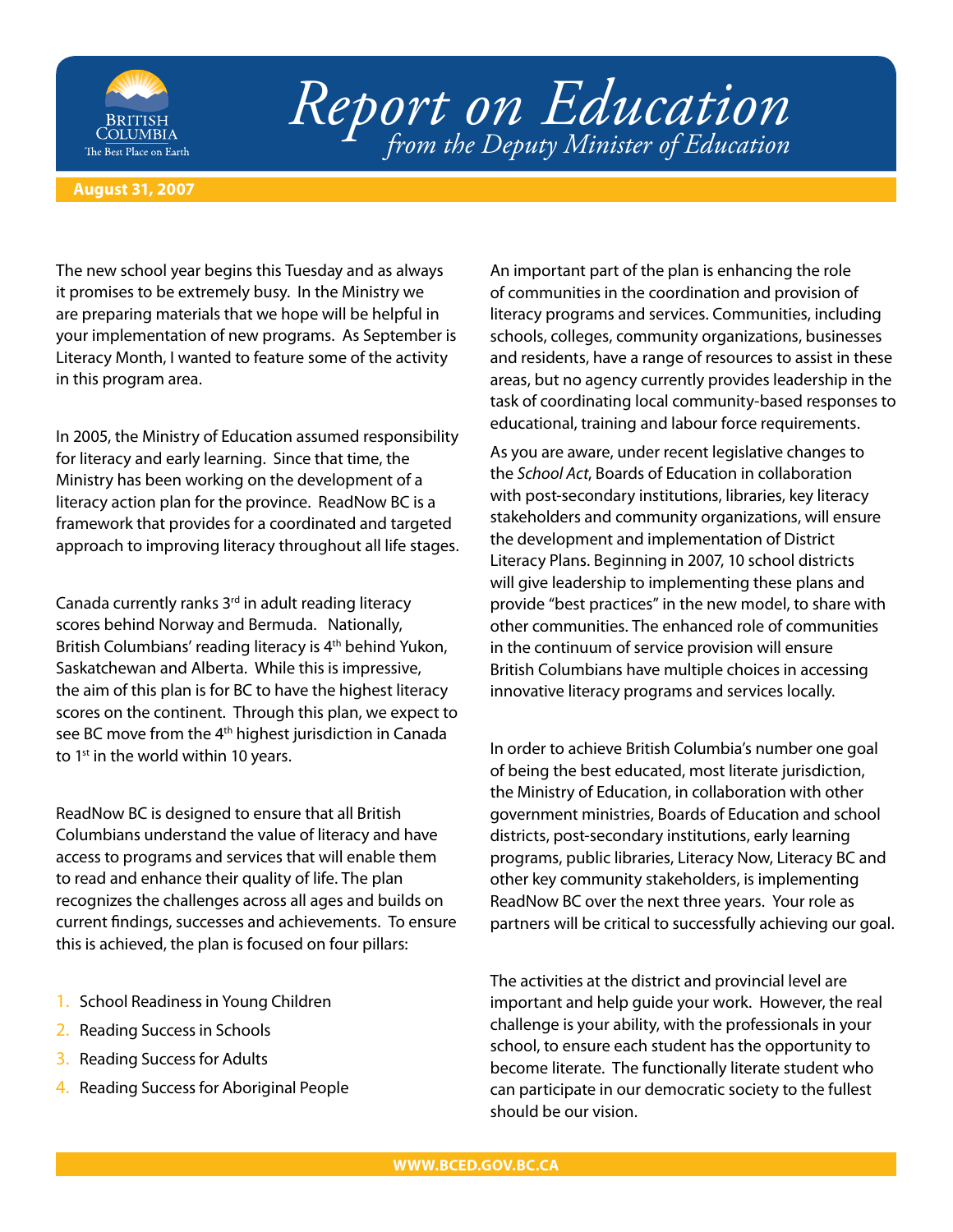# Report on Education

*from the Deputy Minister of Education*

**August 31, 2007**

The new school year begins this Tuesday and as always it promises to be extremely busy. In the Ministry we are preparing materials that we hope will be helpful in your implementation of new programs. As September is Literacy Month, I wanted to feature some of the activity in this program area.

In 2005, the Ministry of Education assumed responsibility for literacy and early learning. Since that time, the Ministry has been working on the development of a literacy action plan for the province. ReadNow BC is a framework that provides for a coordinated and targeted approach to improving literacy throughout all life stages.

Canada currently ranks 3rd in adult reading literacy scores behind Norway and Bermuda. Nationally, British Columbians' reading literacy is 4th behind Yukon, Saskatchewan and Alberta. While this is impressive, the aim of this plan is for BC to have the highest literacy scores on the continent. Through this plan, we expect to see BC move from the 4th highest jurisdiction in Canada to 1st in the world within 10 years.

ReadNow BC is designed to ensure that all British Columbians understand the value of literacy and have access to programs and services that will enable them to read and enhance their quality of life. The plan recognizes the challenges across all ages and builds on current findings, successes and achievements. To ensure this is achieved, the plan is focused on four pillars:

1. School Readiness in Young Children
2. Reading Success in Schools
3. Reading Success for Adults
4. Reading Success for Aboriginal People

An important part of the plan is enhancing the role of communities in the coordination and provision of literacy programs and services. Communities, including schools, colleges, community organizations, businesses and residents, have a range of resources to assist in these areas, but no agency currently provides leadership in the task of coordinating local community-based responses to educational, training and labour force requirements.

As you are aware, under recent legislative changes to the *School Act*, Boards of Education in collaboration with post-secondary institutions, libraries, key literacy stakeholders and community organizations, will ensure the development and implementation of District Literacy Plans. Beginning in 2007, 10 school districts will give leadership to implementing these plans and provide "best practices" in the new model, to share with other communities. The enhanced role of communities in the continuum of service provision will ensure British Columbians have multiple choices in accessing innovative literacy programs and services locally.

In order to achieve British Columbia's number one goal of being the best educated, most literate jurisdiction, the Ministry of Education, in collaboration with other government ministries, Boards of Education and school districts, post-secondary institutions, early learning programs, public libraries, Literacy Now, Literacy BC and other key community stakeholders, is implementing ReadNow BC over the next three years. Your role as partners will be critical to successfully achieving our goal.

The activities at the district and provincial level are important and help guide your work. However, the real challenge is your ability, with the professionals in your school, to ensure each student has the opportunity to become literate. The functionally literate student who can participate in our democratic society to the fullest should be our vision.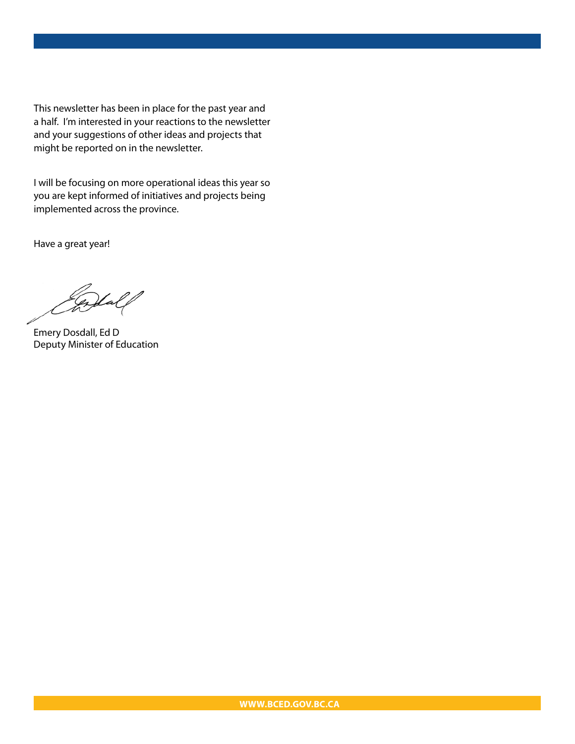This newsletter has been in place for the past year and a half. I'm interested in your reactions to the newsletter and your suggestions of other ideas and projects that might be reported on in the newsletter.

I will be focusing on more operational ideas this year so you are kept informed of initiatives and projects being implemented across the province.

Have a great year!

Emery Dosdall, Ed D
Deputy Minister of Education

**WWW.BCED.GOV.BC.CA**